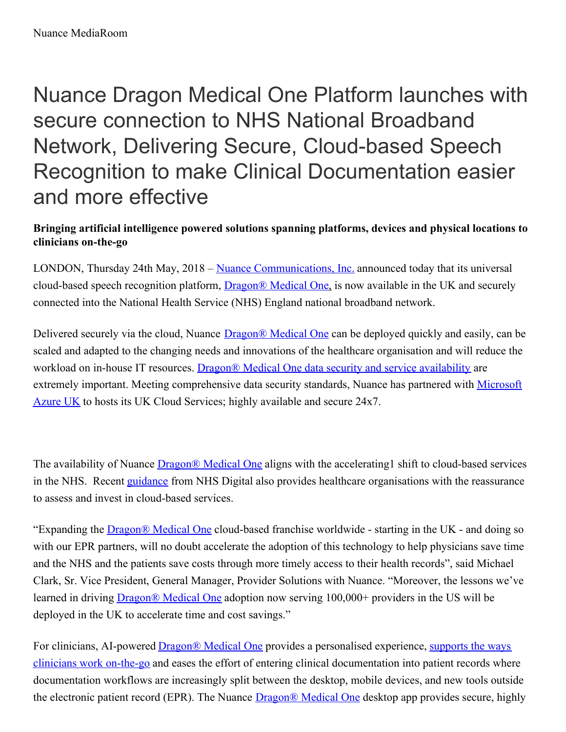# Nuance Dragon Medical One Platform launches with secure connection to NHS National Broadband Network, Delivering Secure, Cloud-based Speech Recognition to make Clinical Documentation easier and more effective

**Bringing artificial intelligence powered solutions spanning platforms, devices and physical locations to clinicians on-the-go**

LONDON, Thursday 24th May, 2018 – Nuance Communications, Inc. announced today that its universal cloud-based speech recognition platform, Dragon® Medical One, is now available in the UK and securely connected into the National Health Service (NHS) England national broadband network.

Delivered securely via the cloud, Nuance Dragon® Medical One can be deployed quickly and easily, can be scaled and adapted to the changing needs and innovations of the healthcare organisation and will reduce the workload on in-house IT resources. Dragon® Medical One data security and service availability are extremely important. Meeting comprehensive data security standards, Nuance has partnered with Microsoft Azure UK to hosts its UK Cloud Services; highly available and secure 24x7.

The availability of Nuance Dragon® Medical One aligns with the accelerating[1] shift to cloud-based services in the NHS. Recent guidance from NHS Digital also provides healthcare organisations with the reassurance to assess and invest in cloud-based services.

"Expanding the Dragon® Medical One cloud-based franchise worldwide - starting in the UK - and doing so with our EPR partners, will no doubt accelerate the adoption of this technology to help physicians save time and the NHS and the patients save costs through more timely access to their health records", said Michael Clark, Sr. Vice President, General Manager, Provider Solutions with Nuance. "Moreover, the lessons we've learned in driving Dragon® Medical One adoption now serving 100,000+ providers in the US will be deployed in the UK to accelerate time and cost savings."

For clinicians, AI-powered Dragon® Medical One provides a personalised experience, supports the ways clinicians work on-the-go and eases the effort of entering clinical documentation into patient records where documentation workflows are increasingly split between the desktop, mobile devices, and new tools outside the electronic patient record (EPR). The Nuance Dragon® Medical One desktop app provides secure, highly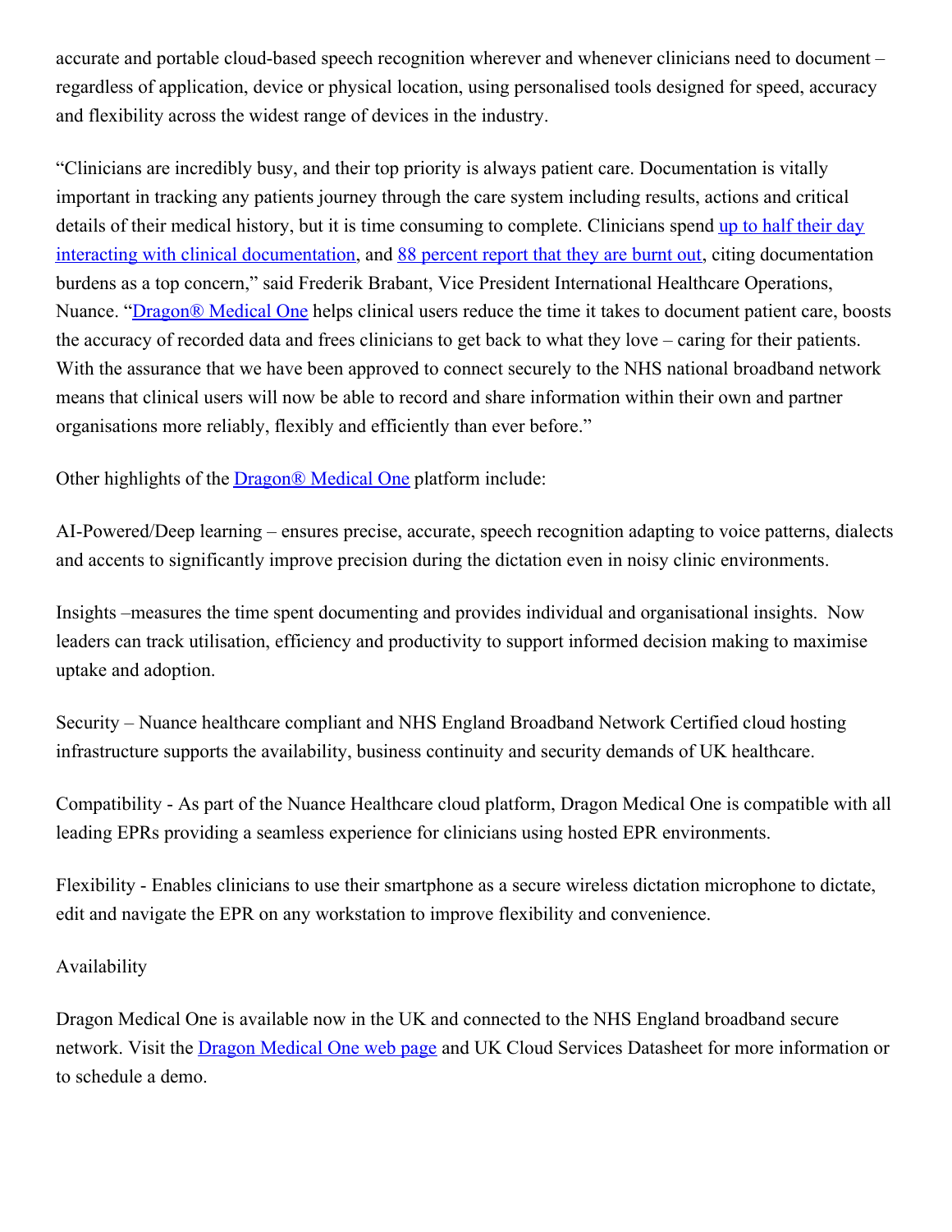accurate and portable cloud-based speech recognition wherever and whenever clinicians need to document – regardless of application, device or physical location, using personalised tools designed for speed, accuracy and flexibility across the widest range of devices in the industry.

"Clinicians are incredibly busy, and their top priority is always patient care. Documentation is vitally important in tracking any patients journey through the care system including results, actions and critical details of their medical history, but it is time consuming to complete. Clinicians spend up to half their day interacting with clinical documentation, and 88 percent report that they are burnt out, citing documentation burdens as a top concern," said Frederik Brabant, Vice President International Healthcare Operations, Nuance. "Dragon® Medical One helps clinical users reduce the time it takes to document patient care, boosts the accuracy of recorded data and frees clinicians to get back to what they love – caring for their patients. With the assurance that we have been approved to connect securely to the NHS national broadband network means that clinical users will now be able to record and share information within their own and partner organisations more reliably, flexibly and efficiently than ever before."

Other highlights of the Dragon® Medical One platform include:

AI-Powered/Deep learning – ensures precise, accurate, speech recognition adapting to voice patterns, dialects and accents to significantly improve precision during the dictation even in noisy clinic environments.

Insights –measures the time spent documenting and provides individual and organisational insights. Now leaders can track utilisation, efficiency and productivity to support informed decision making to maximise uptake and adoption.

Security – Nuance healthcare compliant and NHS England Broadband Network Certified cloud hosting infrastructure supports the availability, business continuity and security demands of UK healthcare.

Compatibility - As part of the Nuance Healthcare cloud platform, Dragon Medical One is compatible with all leading EPRs providing a seamless experience for clinicians using hosted EPR environments.

Flexibility - Enables clinicians to use their smartphone as a secure wireless dictation microphone to dictate, edit and navigate the EPR on any workstation to improve flexibility and convenience.

Availability

Dragon Medical One is available now in the UK and connected to the NHS England broadband secure network. Visit the Dragon Medical One web page and UK Cloud Services Datasheet for more information or to schedule a demo.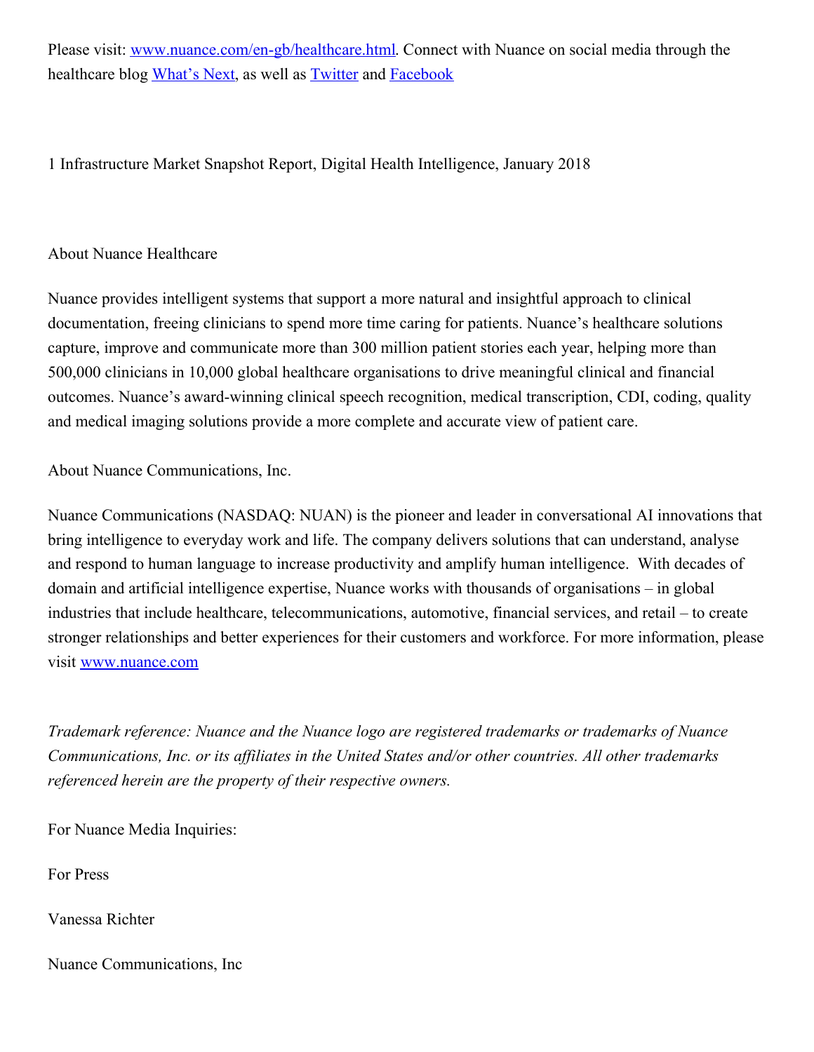Please visit: [www.nuance.com/en-gb/healthcare.html](www.nuance.com/en-gb/healthcare.html). Connect with Nuance on social media through the healthcare blog [What's Next](), as well as [Twitter]() and [Facebook]()

1 Infrastructure Market Snapshot Report, Digital Health Intelligence, January 2018

About Nuance Healthcare

Nuance provides intelligent systems that support a more natural and insightful approach to clinical documentation, freeing clinicians to spend more time caring for patients. Nuance's healthcare solutions capture, improve and communicate more than 300 million patient stories each year, helping more than 500,000 clinicians in 10,000 global healthcare organisations to drive meaningful clinical and financial outcomes. Nuance's award-winning clinical speech recognition, medical transcription, CDI, coding, quality and medical imaging solutions provide a more complete and accurate view of patient care.

About Nuance Communications, Inc.

Nuance Communications (NASDAQ: NUAN) is the pioneer and leader in conversational AI innovations that bring intelligence to everyday work and life. The company delivers solutions that can understand, analyse and respond to human language to increase productivity and amplify human intelligence. With decades of domain and artificial intelligence expertise, Nuance works with thousands of organisations – in global industries that include healthcare, telecommunications, automotive, financial services, and retail – to create stronger relationships and better experiences for their customers and workforce. For more information, please visit [www.nuance.com](www.nuance.com)

*Trademark reference: Nuance and the Nuance logo are registered trademarks or trademarks of Nuance Communications, Inc. or its affiliates in the United States and/or other countries. All other trademarks referenced herein are the property of their respective owners.*

For Nuance Media Inquiries:

For Press

Vanessa Richter

Nuance Communications, Inc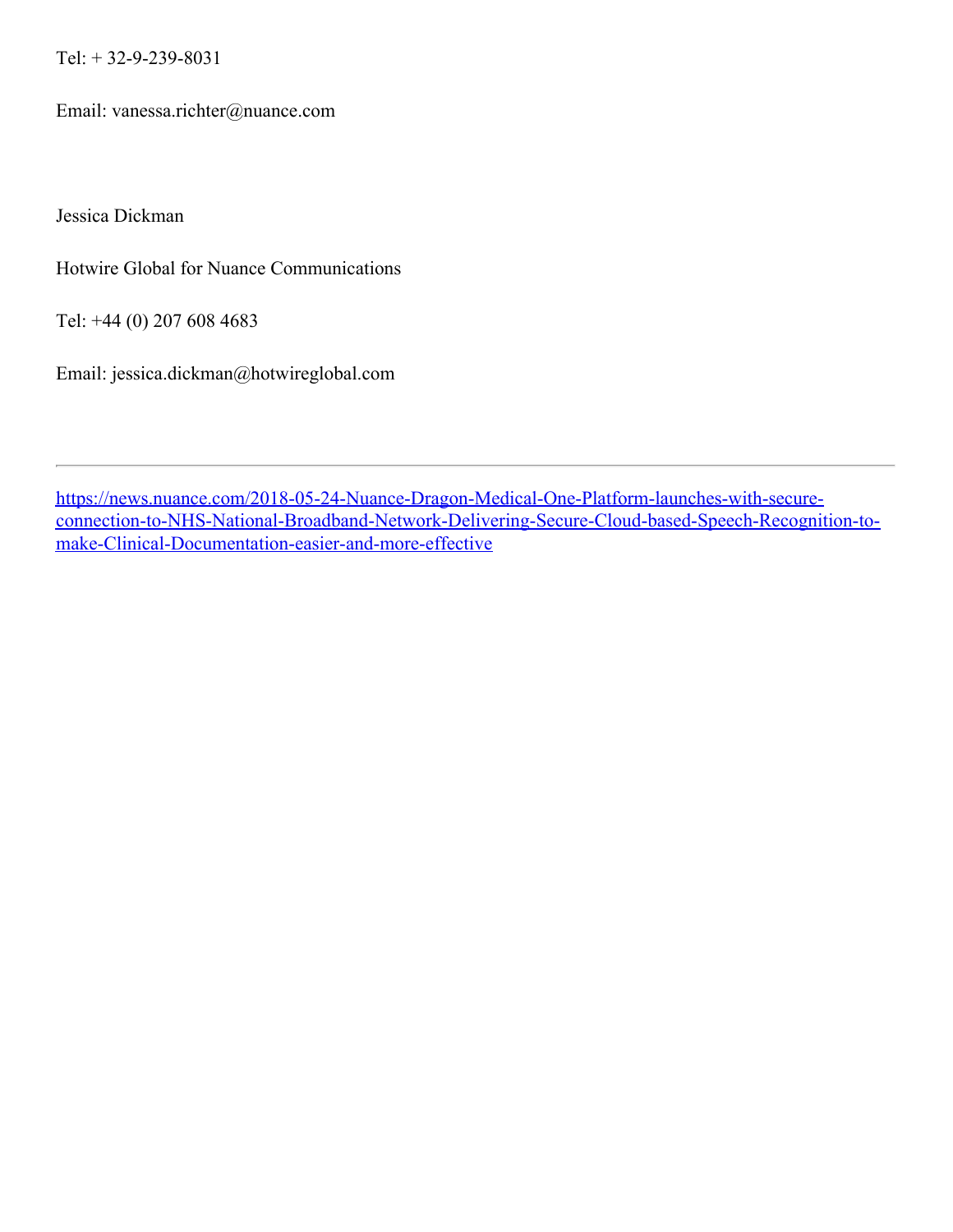Tel: + 32-9-239-8031

Email: vanessa.richter@nuance.com

Jessica Dickman

Hotwire Global for Nuance Communications

Tel: +44 (0) 207 608 4683

Email: jessica.dickman@hotwireglobal.com

---

https://news.nuance.com/2018-05-24-Nuance-Dragon-Medical-One-Platform-launches-with-secure-connection-to-NHS-National-Broadband-Network-Delivering-Secure-Cloud-based-Speech-Recognition-to-make-Clinical-Documentation-easier-and-more-effective